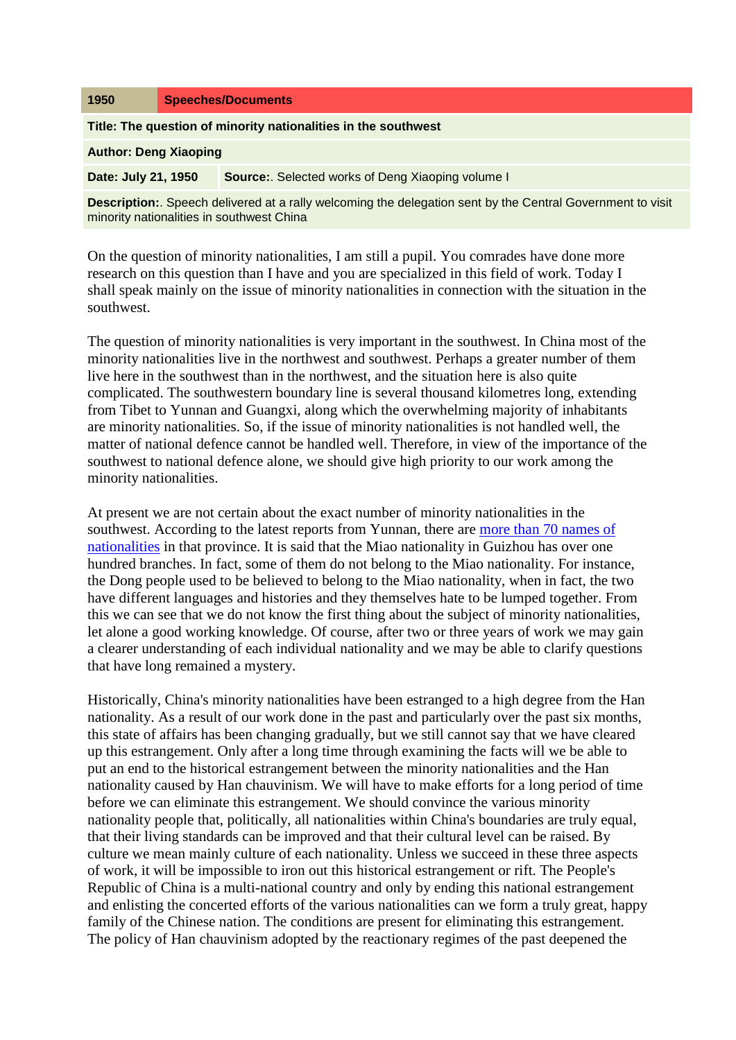| 1950 | Speeches/Documents |
|---|---|

**Title: The question of minority nationalities in the southwest**

**Author: Deng Xiaoping**

**Date: July 21, 1950** | **Source:**. Selected works of Deng Xiaoping volume I

**Description:**. Speech delivered at a rally welcoming the delegation sent by the Central Government to visit minority nationalities in southwest China

On the question of minority nationalities, I am still a pupil. You comrades have done more research on this question than I have and you are specialized in this field of work. Today I shall speak mainly on the issue of minority nationalities in connection with the situation in the southwest.

The question of minority nationalities is very important in the southwest. In China most of the minority nationalities live in the northwest and southwest. Perhaps a greater number of them live here in the southwest than in the northwest, and the situation here is also quite complicated. The southwestern boundary line is several thousand kilometres long, extending from Tibet to Yunnan and Guangxi, along which the overwhelming majority of inhabitants are minority nationalities. So, if the issue of minority nationalities is not handled well, the matter of national defence cannot be handled well. Therefore, in view of the importance of the southwest to national defence alone, we should give high priority to our work among the minority nationalities.

At present we are not certain about the exact number of minority nationalities in the southwest. According to the latest reports from Yunnan, there are more than 70 names of nationalities in that province. It is said that the Miao nationality in Guizhou has over one hundred branches. In fact, some of them do not belong to the Miao nationality. For instance, the Dong people used to be believed to belong to the Miao nationality, when in fact, the two have different languages and histories and they themselves hate to be lumped together. From this we can see that we do not know the first thing about the subject of minority nationalities, let alone a good working knowledge. Of course, after two or three years of work we may gain a clearer understanding of each individual nationality and we may be able to clarify questions that have long remained a mystery.

Historically, China's minority nationalities have been estranged to a high degree from the Han nationality. As a result of our work done in the past and particularly over the past six months, this state of affairs has been changing gradually, but we still cannot say that we have cleared up this estrangement. Only after a long time through examining the facts will we be able to put an end to the historical estrangement between the minority nationalities and the Han nationality caused by Han chauvinism. We will have to make efforts for a long period of time before we can eliminate this estrangement. We should convince the various minority nationality people that, politically, all nationalities within China's boundaries are truly equal, that their living standards can be improved and that their cultural level can be raised. By culture we mean mainly culture of each nationality. Unless we succeed in these three aspects of work, it will be impossible to iron out this historical estrangement or rift. The People's Republic of China is a multi-national country and only by ending this national estrangement and enlisting the concerted efforts of the various nationalities can we form a truly great, happy family of the Chinese nation. The conditions are present for eliminating this estrangement. The policy of Han chauvinism adopted by the reactionary regimes of the past deepened the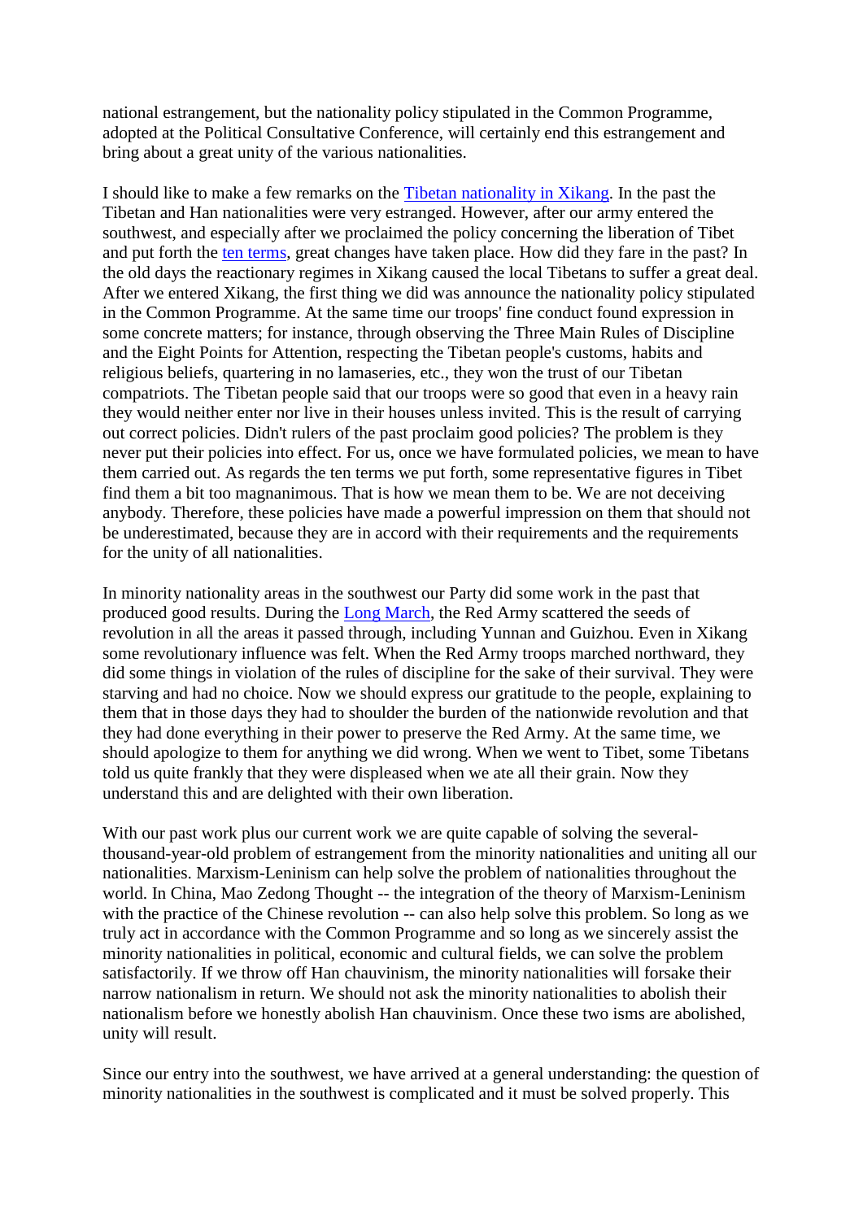national estrangement, but the nationality policy stipulated in the Common Programme, adopted at the Political Consultative Conference, will certainly end this estrangement and bring about a great unity of the various nationalities.

I should like to make a few remarks on the Tibetan nationality in Xikang. In the past the Tibetan and Han nationalities were very estranged. However, after our army entered the southwest, and especially after we proclaimed the policy concerning the liberation of Tibet and put forth the ten terms, great changes have taken place. How did they fare in the past? In the old days the reactionary regimes in Xikang caused the local Tibetans to suffer a great deal. After we entered Xikang, the first thing we did was announce the nationality policy stipulated in the Common Programme. At the same time our troops' fine conduct found expression in some concrete matters; for instance, through observing the Three Main Rules of Discipline and the Eight Points for Attention, respecting the Tibetan people's customs, habits and religious beliefs, quartering in no lamaseries, etc., they won the trust of our Tibetan compatriots. The Tibetan people said that our troops were so good that even in a heavy rain they would neither enter nor live in their houses unless invited. This is the result of carrying out correct policies. Didn't rulers of the past proclaim good policies? The problem is they never put their policies into effect. For us, once we have formulated policies, we mean to have them carried out. As regards the ten terms we put forth, some representative figures in Tibet find them a bit too magnanimous. That is how we mean them to be. We are not deceiving anybody. Therefore, these policies have made a powerful impression on them that should not be underestimated, because they are in accord with their requirements and the requirements for the unity of all nationalities.

In minority nationality areas in the southwest our Party did some work in the past that produced good results. During the Long March, the Red Army scattered the seeds of revolution in all the areas it passed through, including Yunnan and Guizhou. Even in Xikang some revolutionary influence was felt. When the Red Army troops marched northward, they did some things in violation of the rules of discipline for the sake of their survival. They were starving and had no choice. Now we should express our gratitude to the people, explaining to them that in those days they had to shoulder the burden of the nationwide revolution and that they had done everything in their power to preserve the Red Army. At the same time, we should apologize to them for anything we did wrong. When we went to Tibet, some Tibetans told us quite frankly that they were displeased when we ate all their grain. Now they understand this and are delighted with their own liberation.

With our past work plus our current work we are quite capable of solving the several-thousand-year-old problem of estrangement from the minority nationalities and uniting all our nationalities. Marxism-Leninism can help solve the problem of nationalities throughout the world. In China, Mao Zedong Thought -- the integration of the theory of Marxism-Leninism with the practice of the Chinese revolution -- can also help solve this problem. So long as we truly act in accordance with the Common Programme and so long as we sincerely assist the minority nationalities in political, economic and cultural fields, we can solve the problem satisfactorily. If we throw off Han chauvinism, the minority nationalities will forsake their narrow nationalism in return. We should not ask the minority nationalities to abolish their nationalism before we honestly abolish Han chauvinism. Once these two isms are abolished, unity will result.

Since our entry into the southwest, we have arrived at a general understanding: the question of minority nationalities in the southwest is complicated and it must be solved properly. This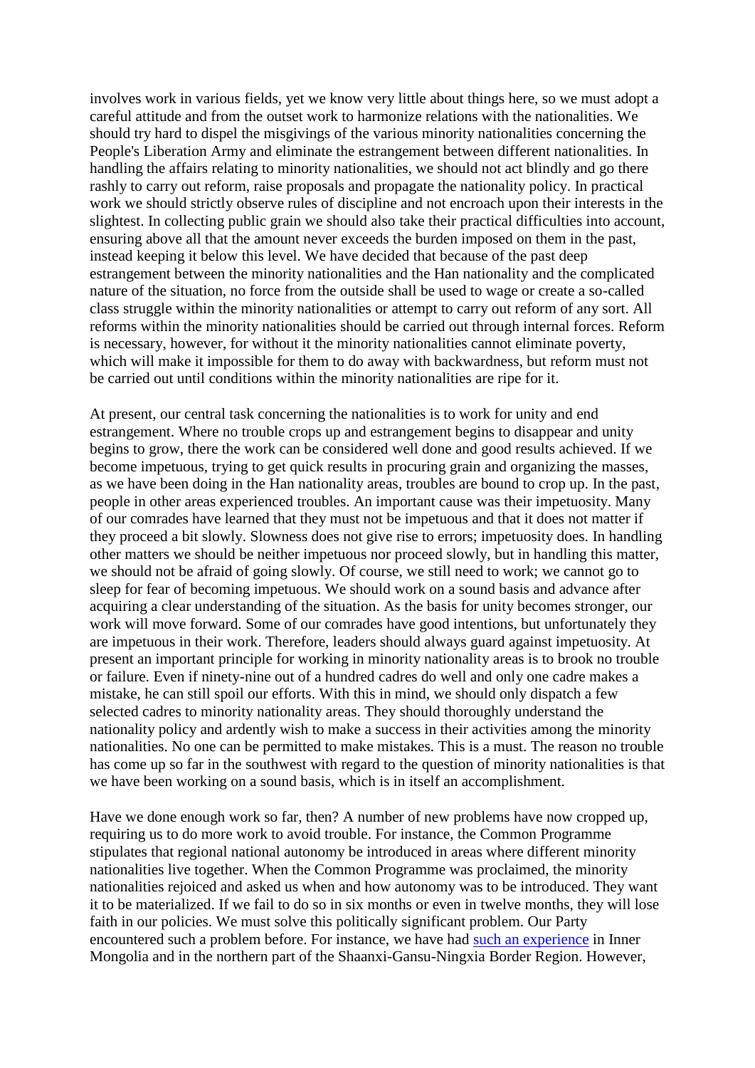involves work in various fields, yet we know very little about things here, so we must adopt a careful attitude and from the outset work to harmonize relations with the nationalities. We should try hard to dispel the misgivings of the various minority nationalities concerning the People's Liberation Army and eliminate the estrangement between different nationalities. In handling the affairs relating to minority nationalities, we should not act blindly and go there rashly to carry out reform, raise proposals and propagate the nationality policy. In practical work we should strictly observe rules of discipline and not encroach upon their interests in the slightest. In collecting public grain we should also take their practical difficulties into account, ensuring above all that the amount never exceeds the burden imposed on them in the past, instead keeping it below this level. We have decided that because of the past deep estrangement between the minority nationalities and the Han nationality and the complicated nature of the situation, no force from the outside shall be used to wage or create a so-called class struggle within the minority nationalities or attempt to carry out reform of any sort. All reforms within the minority nationalities should be carried out through internal forces. Reform is necessary, however, for without it the minority nationalities cannot eliminate poverty, which will make it impossible for them to do away with backwardness, but reform must not be carried out until conditions within the minority nationalities are ripe for it.

At present, our central task concerning the nationalities is to work for unity and end estrangement. Where no trouble crops up and estrangement begins to disappear and unity begins to grow, there the work can be considered well done and good results achieved. If we become impetuous, trying to get quick results in procuring grain and organizing the masses, as we have been doing in the Han nationality areas, troubles are bound to crop up. In the past, people in other areas experienced troubles. An important cause was their impetuosity. Many of our comrades have learned that they must not be impetuous and that it does not matter if they proceed a bit slowly. Slowness does not give rise to errors; impetuosity does. In handling other matters we should be neither impetuous nor proceed slowly, but in handling this matter, we should not be afraid of going slowly. Of course, we still need to work; we cannot go to sleep for fear of becoming impetuous. We should work on a sound basis and advance after acquiring a clear understanding of the situation. As the basis for unity becomes stronger, our work will move forward. Some of our comrades have good intentions, but unfortunately they are impetuous in their work. Therefore, leaders should always guard against impetuosity. At present an important principle for working in minority nationality areas is to brook no trouble or failure. Even if ninety-nine out of a hundred cadres do well and only one cadre makes a mistake, he can still spoil our efforts. With this in mind, we should only dispatch a few selected cadres to minority nationality areas. They should thoroughly understand the nationality policy and ardently wish to make a success in their activities among the minority nationalities. No one can be permitted to make mistakes. This is a must. The reason no trouble has come up so far in the southwest with regard to the question of minority nationalities is that we have been working on a sound basis, which is in itself an accomplishment.

Have we done enough work so far, then? A number of new problems have now cropped up, requiring us to do more work to avoid trouble. For instance, the Common Programme stipulates that regional national autonomy be introduced in areas where different minority nationalities live together. When the Common Programme was proclaimed, the minority nationalities rejoiced and asked us when and how autonomy was to be introduced. They want it to be materialized. If we fail to do so in six months or even in twelve months, they will lose faith in our policies. We must solve this politically significant problem. Our Party encountered such a problem before. For instance, we have had such an experience in Inner Mongolia and in the northern part of the Shaanxi-Gansu-Ningxia Border Region. However,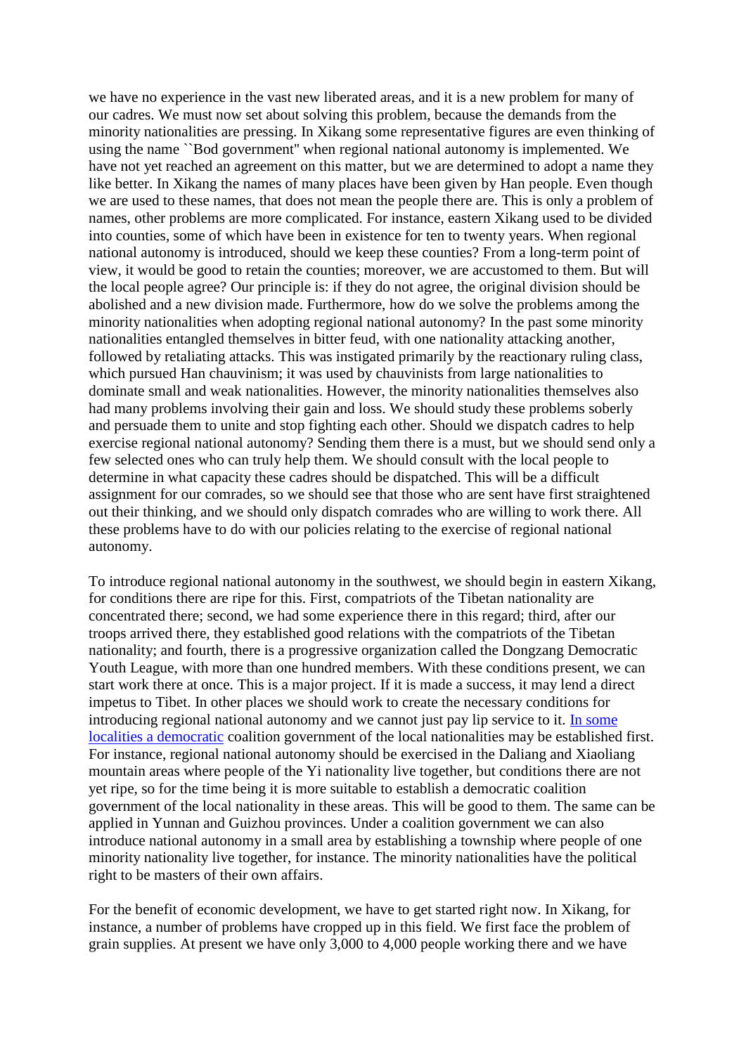we have no experience in the vast new liberated areas, and it is a new problem for many of our cadres. We must now set about solving this problem, because the demands from the minority nationalities are pressing. In Xikang some representative figures are even thinking of using the name ``Bod government'' when regional national autonomy is implemented. We have not yet reached an agreement on this matter, but we are determined to adopt a name they like better. In Xikang the names of many places have been given by Han people. Even though we are used to these names, that does not mean the people there are. This is only a problem of names, other problems are more complicated. For instance, eastern Xikang used to be divided into counties, some of which have been in existence for ten to twenty years. When regional national autonomy is introduced, should we keep these counties? From a long-term point of view, it would be good to retain the counties; moreover, we are accustomed to them. But will the local people agree? Our principle is: if they do not agree, the original division should be abolished and a new division made. Furthermore, how do we solve the problems among the minority nationalities when adopting regional national autonomy? In the past some minority nationalities entangled themselves in bitter feud, with one nationality attacking another, followed by retaliating attacks. This was instigated primarily by the reactionary ruling class, which pursued Han chauvinism; it was used by chauvinists from large nationalities to dominate small and weak nationalities. However, the minority nationalities themselves also had many problems involving their gain and loss. We should study these problems soberly and persuade them to unite and stop fighting each other. Should we dispatch cadres to help exercise regional national autonomy? Sending them there is a must, but we should send only a few selected ones who can truly help them. We should consult with the local people to determine in what capacity these cadres should be dispatched. This will be a difficult assignment for our comrades, so we should see that those who are sent have first straightened out their thinking, and we should only dispatch comrades who are willing to work there. All these problems have to do with our policies relating to the exercise of regional national autonomy.

To introduce regional national autonomy in the southwest, we should begin in eastern Xikang, for conditions there are ripe for this. First, compatriots of the Tibetan nationality are concentrated there; second, we had some experience there in this regard; third, after our troops arrived there, they established good relations with the compatriots of the Tibetan nationality; and fourth, there is a progressive organization called the Dongzang Democratic Youth League, with more than one hundred members. With these conditions present, we can start work there at once. This is a major project. If it is made a success, it may lend a direct impetus to Tibet. In other places we should work to create the necessary conditions for introducing regional national autonomy and we cannot just pay lip service to it. In some localities a democratic coalition government of the local nationalities may be established first. For instance, regional national autonomy should be exercised in the Daliang and Xiaoliang mountain areas where people of the Yi nationality live together, but conditions there are not yet ripe, so for the time being it is more suitable to establish a democratic coalition government of the local nationality in these areas. This will be good to them. The same can be applied in Yunnan and Guizhou provinces. Under a coalition government we can also introduce national autonomy in a small area by establishing a township where people of one minority nationality live together, for instance. The minority nationalities have the political right to be masters of their own affairs.

For the benefit of economic development, we have to get started right now. In Xikang, for instance, a number of problems have cropped up in this field. We first face the problem of grain supplies. At present we have only 3,000 to 4,000 people working there and we have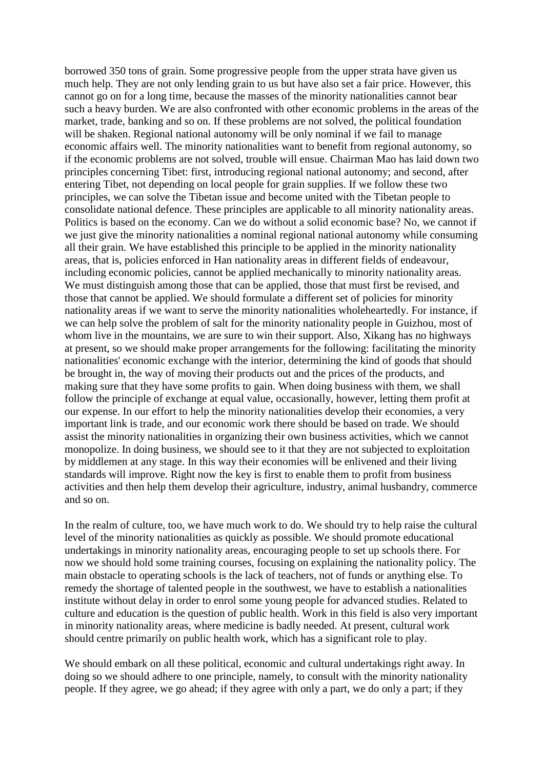borrowed 350 tons of grain. Some progressive people from the upper strata have given us much help. They are not only lending grain to us but have also set a fair price. However, this cannot go on for a long time, because the masses of the minority nationalities cannot bear such a heavy burden. We are also confronted with other economic problems in the areas of the market, trade, banking and so on. If these problems are not solved, the political foundation will be shaken. Regional national autonomy will be only nominal if we fail to manage economic affairs well. The minority nationalities want to benefit from regional autonomy, so if the economic problems are not solved, trouble will ensue. Chairman Mao has laid down two principles concerning Tibet: first, introducing regional national autonomy; and second, after entering Tibet, not depending on local people for grain supplies. If we follow these two principles, we can solve the Tibetan issue and become united with the Tibetan people to consolidate national defence. These principles are applicable to all minority nationality areas. Politics is based on the economy. Can we do without a solid economic base? No, we cannot if we just give the minority nationalities a nominal regional national autonomy while consuming all their grain. We have established this principle to be applied in the minority nationality areas, that is, policies enforced in Han nationality areas in different fields of endeavour, including economic policies, cannot be applied mechanically to minority nationality areas. We must distinguish among those that can be applied, those that must first be revised, and those that cannot be applied. We should formulate a different set of policies for minority nationality areas if we want to serve the minority nationalities wholeheartedly. For instance, if we can help solve the problem of salt for the minority nationality people in Guizhou, most of whom live in the mountains, we are sure to win their support. Also, Xikang has no highways at present, so we should make proper arrangements for the following: facilitating the minority nationalities' economic exchange with the interior, determining the kind of goods that should be brought in, the way of moving their products out and the prices of the products, and making sure that they have some profits to gain. When doing business with them, we shall follow the principle of exchange at equal value, occasionally, however, letting them profit at our expense. In our effort to help the minority nationalities develop their economies, a very important link is trade, and our economic work there should be based on trade. We should assist the minority nationalities in organizing their own business activities, which we cannot monopolize. In doing business, we should see to it that they are not subjected to exploitation by middlemen at any stage. In this way their economies will be enlivened and their living standards will improve. Right now the key is first to enable them to profit from business activities and then help them develop their agriculture, industry, animal husbandry, commerce and so on.

In the realm of culture, too, we have much work to do. We should try to help raise the cultural level of the minority nationalities as quickly as possible. We should promote educational undertakings in minority nationality areas, encouraging people to set up schools there. For now we should hold some training courses, focusing on explaining the nationality policy. The main obstacle to operating schools is the lack of teachers, not of funds or anything else. To remedy the shortage of talented people in the southwest, we have to establish a nationalities institute without delay in order to enrol some young people for advanced studies. Related to culture and education is the question of public health. Work in this field is also very important in minority nationality areas, where medicine is badly needed. At present, cultural work should centre primarily on public health work, which has a significant role to play.

We should embark on all these political, economic and cultural undertakings right away. In doing so we should adhere to one principle, namely, to consult with the minority nationality people. If they agree, we go ahead; if they agree with only a part, we do only a part; if they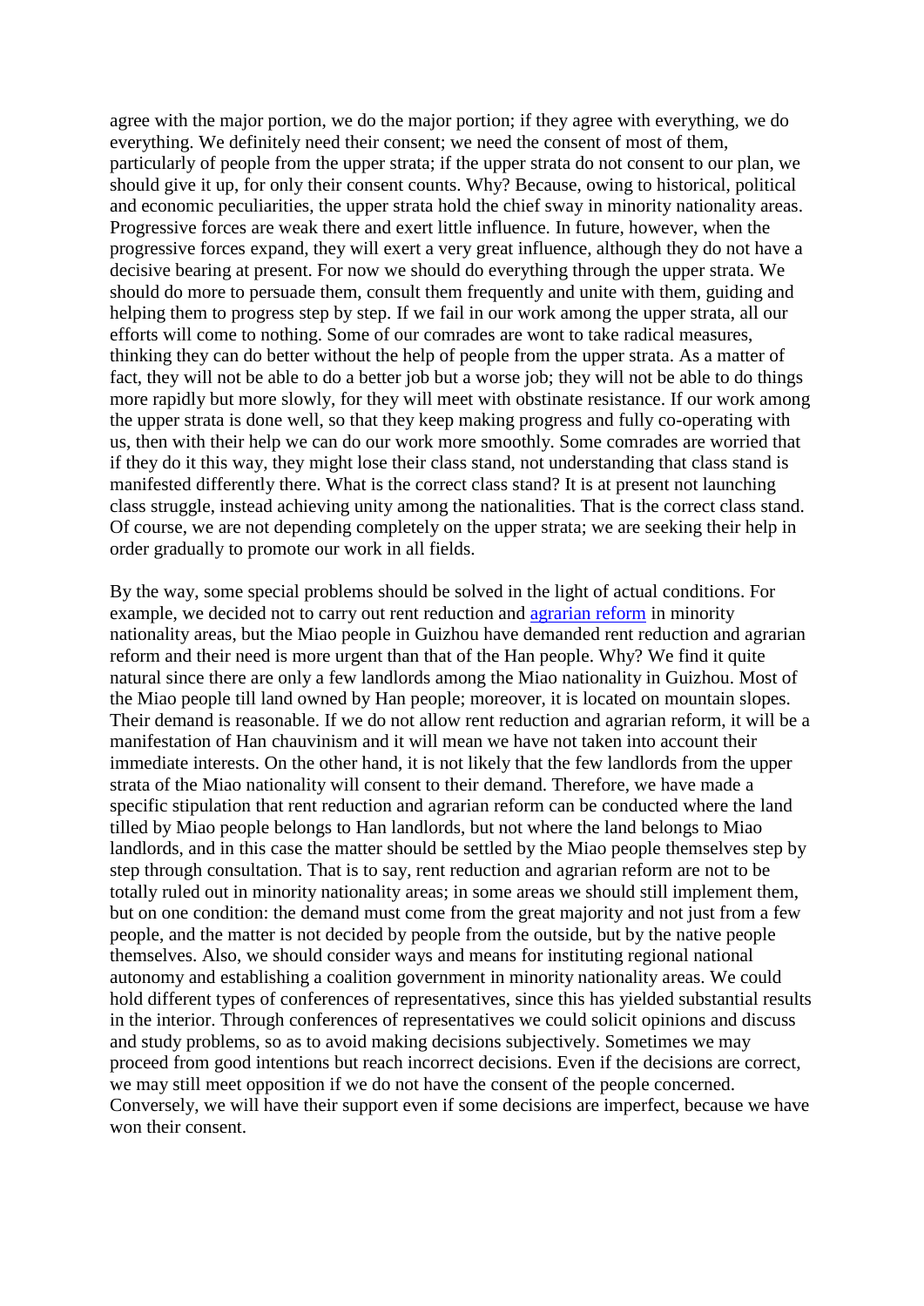agree with the major portion, we do the major portion; if they agree with everything, we do everything. We definitely need their consent; we need the consent of most of them, particularly of people from the upper strata; if the upper strata do not consent to our plan, we should give it up, for only their consent counts. Why? Because, owing to historical, political and economic peculiarities, the upper strata hold the chief sway in minority nationality areas. Progressive forces are weak there and exert little influence. In future, however, when the progressive forces expand, they will exert a very great influence, although they do not have a decisive bearing at present. For now we should do everything through the upper strata. We should do more to persuade them, consult them frequently and unite with them, guiding and helping them to progress step by step. If we fail in our work among the upper strata, all our efforts will come to nothing. Some of our comrades are wont to take radical measures, thinking they can do better without the help of people from the upper strata. As a matter of fact, they will not be able to do a better job but a worse job; they will not be able to do things more rapidly but more slowly, for they will meet with obstinate resistance. If our work among the upper strata is done well, so that they keep making progress and fully co-operating with us, then with their help we can do our work more smoothly. Some comrades are worried that if they do it this way, they might lose their class stand, not understanding that class stand is manifested differently there. What is the correct class stand? It is at present not launching class struggle, instead achieving unity among the nationalities. That is the correct class stand. Of course, we are not depending completely on the upper strata; we are seeking their help in order gradually to promote our work in all fields.

By the way, some special problems should be solved in the light of actual conditions. For example, we decided not to carry out rent reduction and agrarian reform in minority nationality areas, but the Miao people in Guizhou have demanded rent reduction and agrarian reform and their need is more urgent than that of the Han people. Why? We find it quite natural since there are only a few landlords among the Miao nationality in Guizhou. Most of the Miao people till land owned by Han people; moreover, it is located on mountain slopes. Their demand is reasonable. If we do not allow rent reduction and agrarian reform, it will be a manifestation of Han chauvinism and it will mean we have not taken into account their immediate interests. On the other hand, it is not likely that the few landlords from the upper strata of the Miao nationality will consent to their demand. Therefore, we have made a specific stipulation that rent reduction and agrarian reform can be conducted where the land tilled by Miao people belongs to Han landlords, but not where the land belongs to Miao landlords, and in this case the matter should be settled by the Miao people themselves step by step through consultation. That is to say, rent reduction and agrarian reform are not to be totally ruled out in minority nationality areas; in some areas we should still implement them, but on one condition: the demand must come from the great majority and not just from a few people, and the matter is not decided by people from the outside, but by the native people themselves. Also, we should consider ways and means for instituting regional national autonomy and establishing a coalition government in minority nationality areas. We could hold different types of conferences of representatives, since this has yielded substantial results in the interior. Through conferences of representatives we could solicit opinions and discuss and study problems, so as to avoid making decisions subjectively. Sometimes we may proceed from good intentions but reach incorrect decisions. Even if the decisions are correct, we may still meet opposition if we do not have the consent of the people concerned. Conversely, we will have their support even if some decisions are imperfect, because we have won their consent.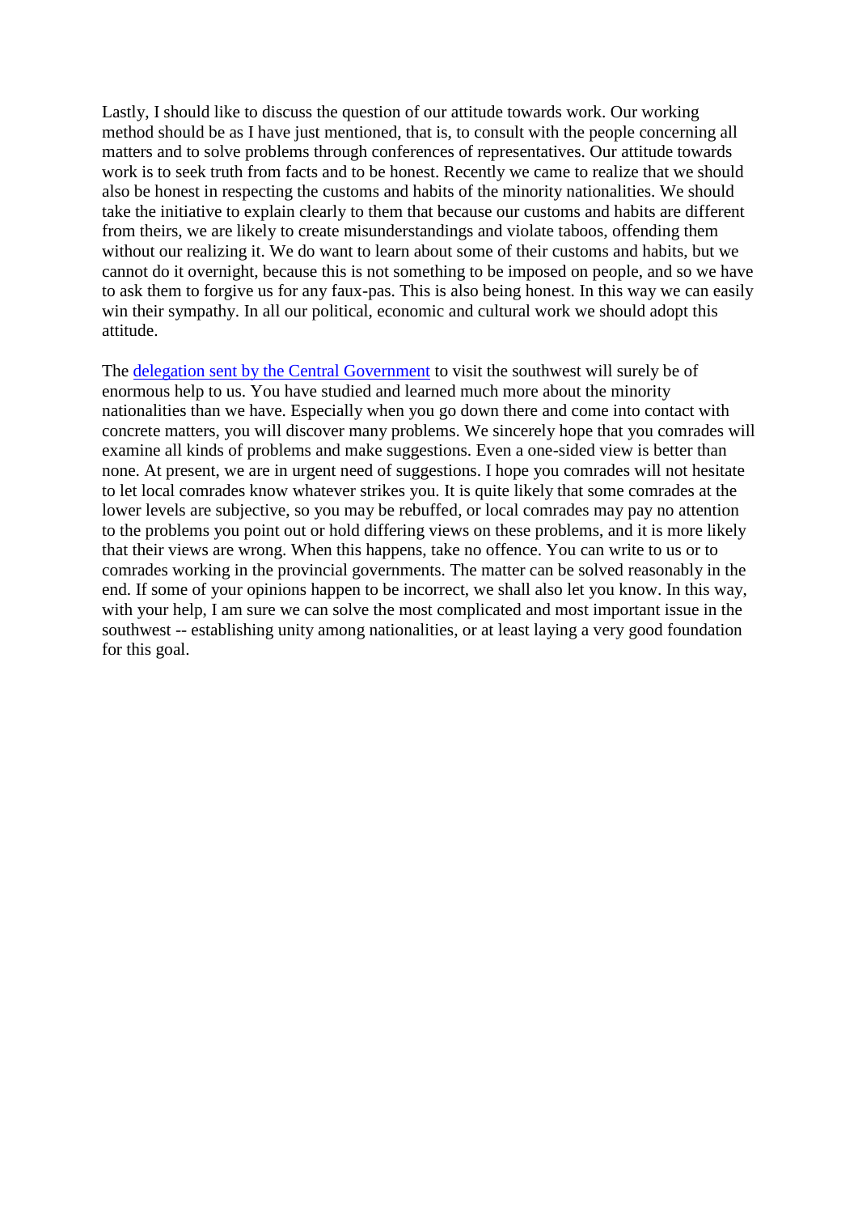Lastly, I should like to discuss the question of our attitude towards work. Our working method should be as I have just mentioned, that is, to consult with the people concerning all matters and to solve problems through conferences of representatives. Our attitude towards work is to seek truth from facts and to be honest. Recently we came to realize that we should also be honest in respecting the customs and habits of the minority nationalities. We should take the initiative to explain clearly to them that because our customs and habits are different from theirs, we are likely to create misunderstandings and violate taboos, offending them without our realizing it. We do want to learn about some of their customs and habits, but we cannot do it overnight, because this is not something to be imposed on people, and so we have to ask them to forgive us for any faux-pas. This is also being honest. In this way we can easily win their sympathy. In all our political, economic and cultural work we should adopt this attitude.

The delegation sent by the Central Government to visit the southwest will surely be of enormous help to us. You have studied and learned much more about the minority nationalities than we have. Especially when you go down there and come into contact with concrete matters, you will discover many problems. We sincerely hope that you comrades will examine all kinds of problems and make suggestions. Even a one-sided view is better than none. At present, we are in urgent need of suggestions. I hope you comrades will not hesitate to let local comrades know whatever strikes you. It is quite likely that some comrades at the lower levels are subjective, so you may be rebuffed, or local comrades may pay no attention to the problems you point out or hold differing views on these problems, and it is more likely that their views are wrong. When this happens, take no offence. You can write to us or to comrades working in the provincial governments. The matter can be solved reasonably in the end. If some of your opinions happen to be incorrect, we shall also let you know. In this way, with your help, I am sure we can solve the most complicated and most important issue in the southwest -- establishing unity among nationalities, or at least laying a very good foundation for this goal.